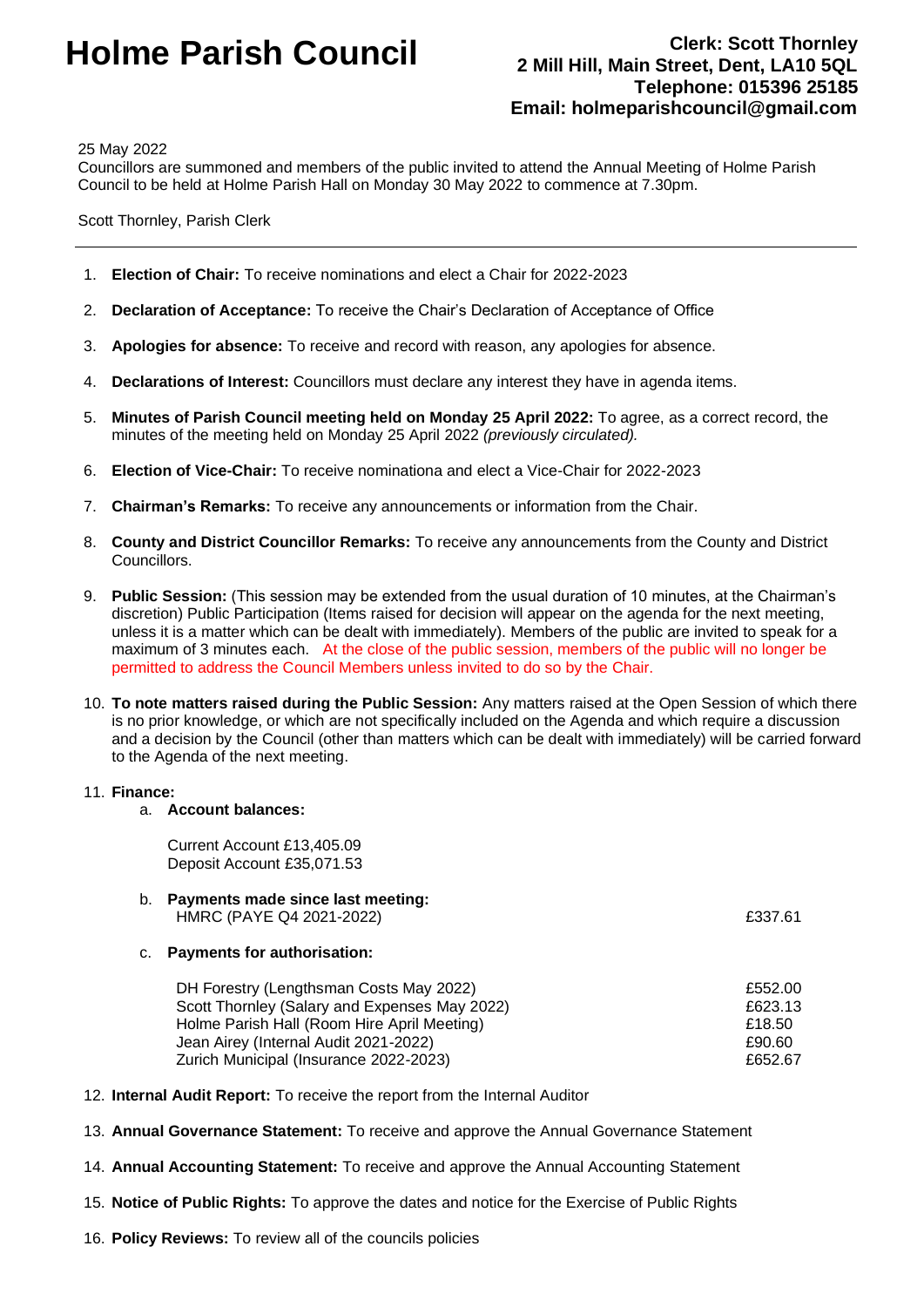# Holme Parish Council

**Clerk: Scott Thornley**
**2 Mill Hill, Main Street, Dent, LA10 5QL**
**Telephone: 015396 25185**
**Email: holmeparishcouncil@gmail.com**

25 May 2022

Councillors are summoned and members of the public invited to attend the Annual Meeting of Holme Parish Council to be held at Holme Parish Hall on Monday 30 May 2022 to commence at 7.30pm.

Scott Thornley, Parish Clerk

---

1. **Election of Chair:** To receive nominations and elect a Chair for 2022-2023
2. **Declaration of Acceptance:** To receive the Chair's Declaration of Acceptance of Office
3. **Apologies for absence:** To receive and record with reason, any apologies for absence.
4. **Declarations of Interest:** Councillors must declare any interest they have in agenda items.
5. **Minutes of Parish Council meeting held on Monday 25 April 2022:** To agree, as a correct record, the minutes of the meeting held on Monday 25 April 2022 *(previously circulated).*
6. **Election of Vice-Chair:** To receive nominationa and elect a Vice-Chair for 2022-2023
7. **Chairman's Remarks:** To receive any announcements or information from the Chair.
8. **County and District Councillor Remarks:** To receive any announcements from the County and District Councillors.
9. **Public Session:** (This session may be extended from the usual duration of 10 minutes, at the Chairman's discretion) Public Participation (Items raised for decision will appear on the agenda for the next meeting, unless it is a matter which can be dealt with immediately). Members of the public are invited to speak for a maximum of 3 minutes each. At the close of the public session, members of the public will no longer be permitted to address the Council Members unless invited to do so by the Chair.
10. **To note matters raised during the Public Session:** Any matters raised at the Open Session of which there is no prior knowledge, or which are not specifically included on the Agenda and which require a discussion and a decision by the Council (other than matters which can be dealt with immediately) will be carried forward to the Agenda of the next meeting.
11. **Finance:**
    a. **Account balances:**

       Current Account £13,405.09
       Deposit Account £35,071.53

    b. **Payments made since last meeting:**

| | |
|---|---|
| HMRC (PAYE Q4 2021-2022) | £337.61 |

    c. **Payments for authorisation:**

| | |
|---|---|
| DH Forestry (Lengthsman Costs May 2022) | £552.00 |
| Scott Thornley (Salary and Expenses May 2022) | £623.13 |
| Holme Parish Hall (Room Hire April Meeting) | £18.50 |
| Jean Airey (Internal Audit 2021-2022) | £90.60 |
| Zurich Municipal (Insurance 2022-2023) | £652.67 |

12. **Internal Audit Report:** To receive the report from the Internal Auditor
13. **Annual Governance Statement:** To receive and approve the Annual Governance Statement
14. **Annual Accounting Statement:** To receive and approve the Annual Accounting Statement
15. **Notice of Public Rights:** To approve the dates and notice for the Exercise of Public Rights
16. **Policy Reviews:** To review all of the councils policies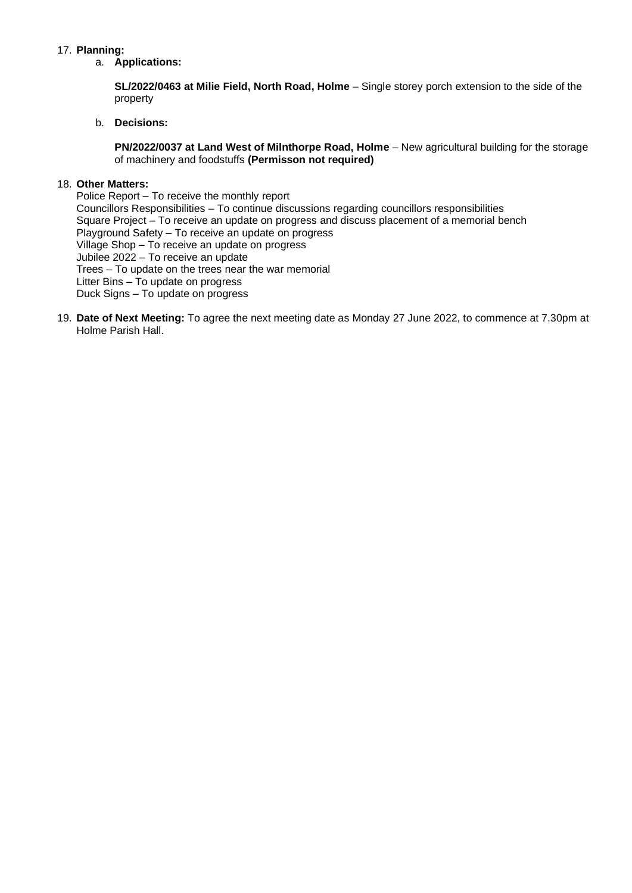17. **Planning:**

    a. **Applications:**

    **SL/2022/0463 at Milie Field, North Road, Holme** – Single storey porch extension to the side of the property

    b. **Decisions:**

    **PN/2022/0037 at Land West of Milnthorpe Road, Holme** – New agricultural building for the storage of machinery and foodstuffs **(Permisson not required)**

18. **Other Matters:**

    Police Report – To receive the monthly report
    Councillors Responsibilities – To continue discussions regarding councillors responsibilities
    Square Project – To receive an update on progress and discuss placement of a memorial bench
    Playground Safety – To receive an update on progress
    Village Shop – To receive an update on progress
    Jubilee 2022 – To receive an update
    Trees – To update on the trees near the war memorial
    Litter Bins – To update on progress
    Duck Signs – To update on progress

19. **Date of Next Meeting:** To agree the next meeting date as Monday 27 June 2022, to commence at 7.30pm at Holme Parish Hall.